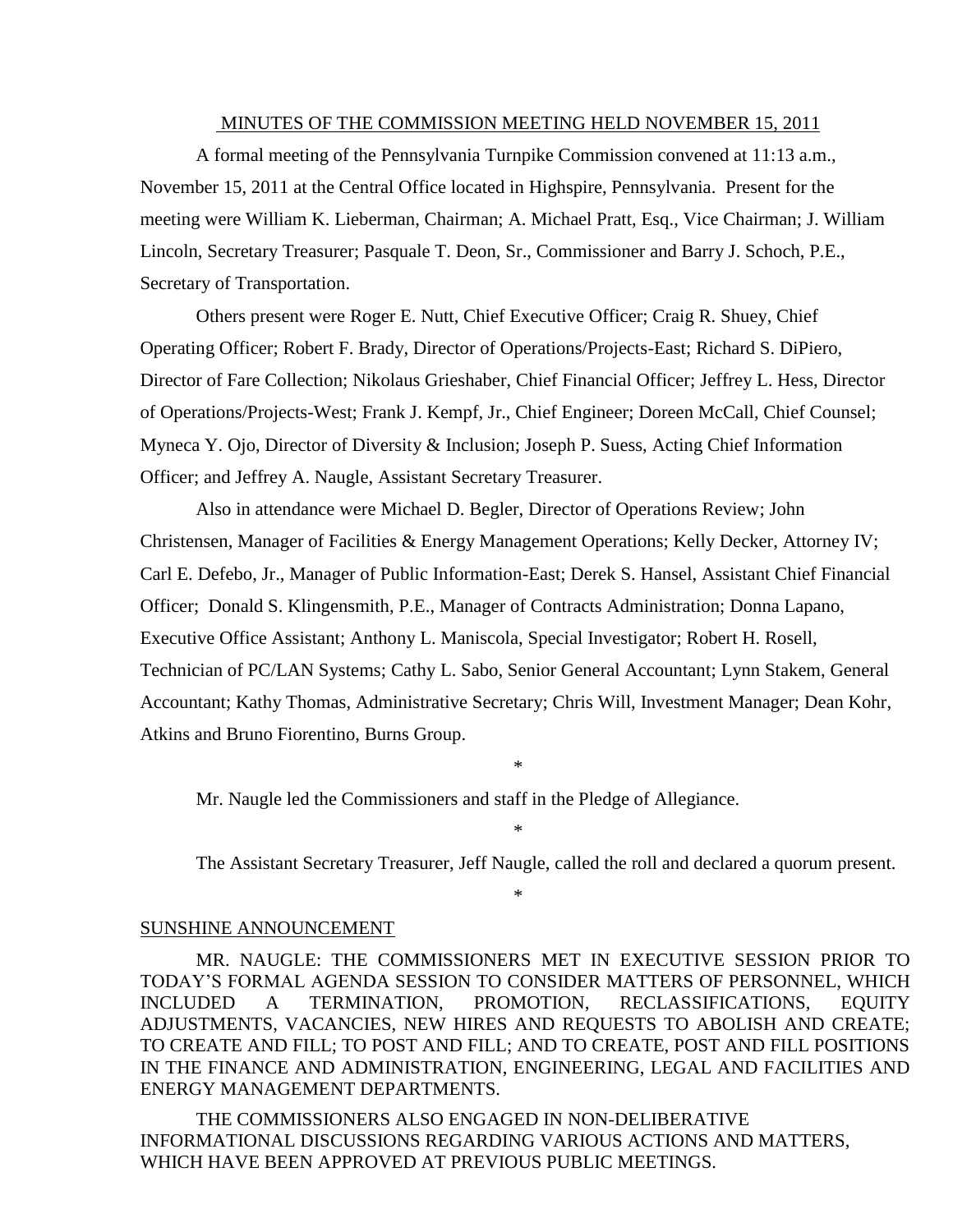MINUTES OF THE COMMISSION MEETING HELD NOVEMBER 15, 2011

A formal meeting of the Pennsylvania Turnpike Commission convened at 11:13 a.m., November 15, 2011 at the Central Office located in Highspire, Pennsylvania. Present for the meeting were William K. Lieberman, Chairman; A. Michael Pratt, Esq., Vice Chairman; J. William Lincoln, Secretary Treasurer; Pasquale T. Deon, Sr., Commissioner and Barry J. Schoch, P.E., Secretary of Transportation.

Others present were Roger E. Nutt, Chief Executive Officer; Craig R. Shuey, Chief Operating Officer; Robert F. Brady, Director of Operations/Projects-East; Richard S. DiPiero, Director of Fare Collection; Nikolaus Grieshaber, Chief Financial Officer; Jeffrey L. Hess, Director of Operations/Projects-West; Frank J. Kempf, Jr., Chief Engineer; Doreen McCall, Chief Counsel; Myneca Y. Ojo, Director of Diversity & Inclusion; Joseph P. Suess, Acting Chief Information Officer; and Jeffrey A. Naugle, Assistant Secretary Treasurer.

Also in attendance were Michael D. Begler, Director of Operations Review; John Christensen, Manager of Facilities & Energy Management Operations; Kelly Decker, Attorney IV; Carl E. Defebo, Jr., Manager of Public Information-East; Derek S. Hansel, Assistant Chief Financial Officer; Donald S. Klingensmith, P.E., Manager of Contracts Administration; Donna Lapano, Executive Office Assistant; Anthony L. Maniscola, Special Investigator; Robert H. Rosell, Technician of PC/LAN Systems; Cathy L. Sabo, Senior General Accountant; Lynn Stakem, General Accountant; Kathy Thomas, Administrative Secretary; Chris Will, Investment Manager; Dean Kohr, Atkins and Bruno Fiorentino, Burns Group.

\*

Mr. Naugle led the Commissioners and staff in the Pledge of Allegiance.

\*

The Assistant Secretary Treasurer, Jeff Naugle, called the roll and declared a quorum present.

\*

SUNSHINE ANNOUNCEMENT

MR. NAUGLE: THE COMMISSIONERS MET IN EXECUTIVE SESSION PRIOR TO TODAY'S FORMAL AGENDA SESSION TO CONSIDER MATTERS OF PERSONNEL, WHICH INCLUDED A TERMINATION, PROMOTION, RECLASSIFICATIONS, EQUITY ADJUSTMENTS, VACANCIES, NEW HIRES AND REQUESTS TO ABOLISH AND CREATE; TO CREATE AND FILL; TO POST AND FILL; AND TO CREATE, POST AND FILL POSITIONS IN THE FINANCE AND ADMINISTRATION, ENGINEERING, LEGAL AND FACILITIES AND ENERGY MANAGEMENT DEPARTMENTS.

THE COMMISSIONERS ALSO ENGAGED IN NON-DELIBERATIVE INFORMATIONAL DISCUSSIONS REGARDING VARIOUS ACTIONS AND MATTERS, WHICH HAVE BEEN APPROVED AT PREVIOUS PUBLIC MEETINGS.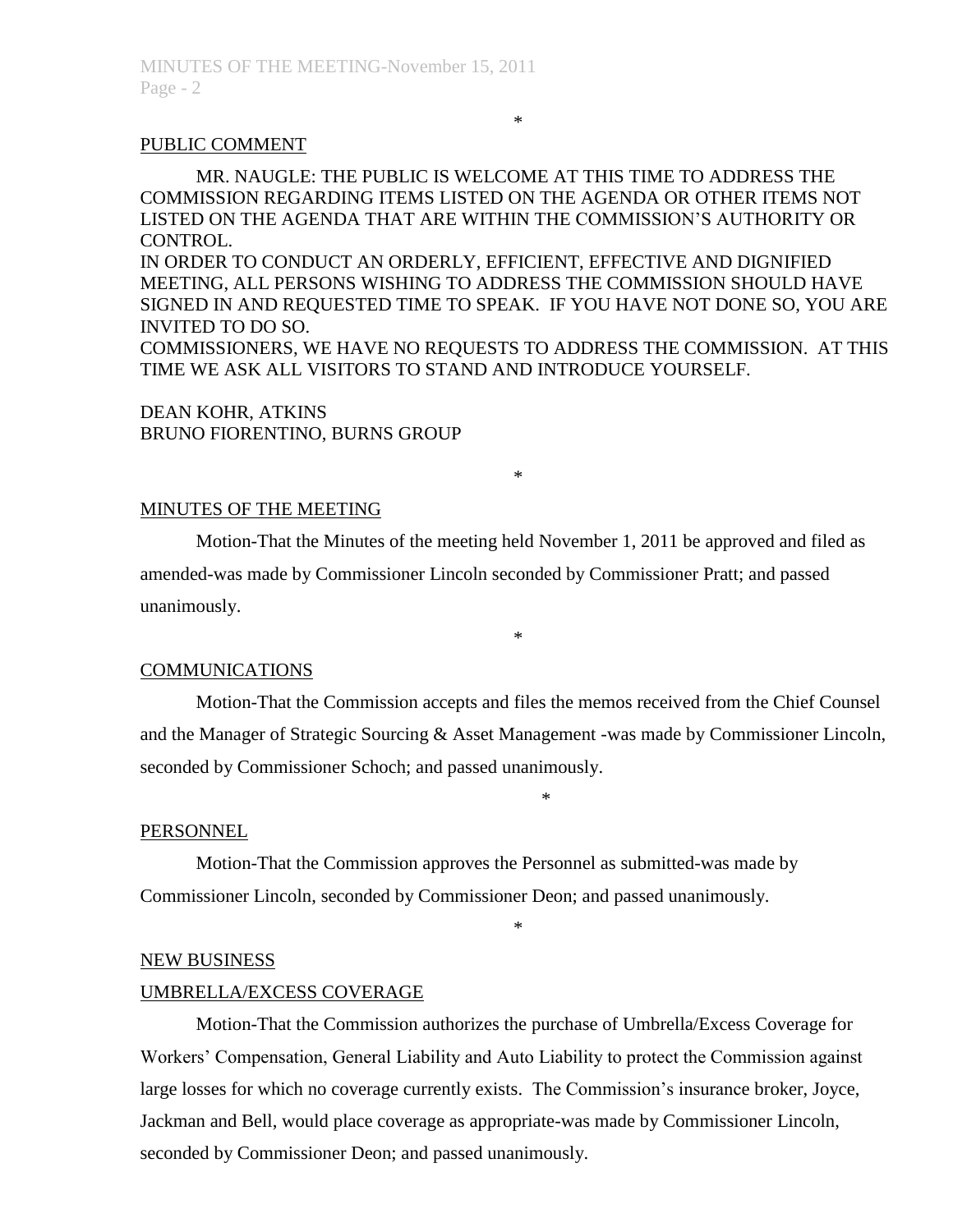\*

PUBLIC COMMENT

MR. NAUGLE: THE PUBLIC IS WELCOME AT THIS TIME TO ADDRESS THE COMMISSION REGARDING ITEMS LISTED ON THE AGENDA OR OTHER ITEMS NOT LISTED ON THE AGENDA THAT ARE WITHIN THE COMMISSION'S AUTHORITY OR CONTROL.

IN ORDER TO CONDUCT AN ORDERLY, EFFICIENT, EFFECTIVE AND DIGNIFIED MEETING, ALL PERSONS WISHING TO ADDRESS THE COMMISSION SHOULD HAVE SIGNED IN AND REQUESTED TIME TO SPEAK. IF YOU HAVE NOT DONE SO, YOU ARE INVITED TO DO SO.

COMMISSIONERS, WE HAVE NO REQUESTS TO ADDRESS THE COMMISSION. AT THIS TIME WE ASK ALL VISITORS TO STAND AND INTRODUCE YOURSELF.

DEAN KOHR, ATKINS
BRUNO FIORENTINO, BURNS GROUP

\*

MINUTES OF THE MEETING

Motion-That the Minutes of the meeting held November 1, 2011 be approved and filed as amended-was made by Commissioner Lincoln seconded by Commissioner Pratt; and passed unanimously.

\*

COMMUNICATIONS

Motion-That the Commission accepts and files the memos received from the Chief Counsel and the Manager of Strategic Sourcing & Asset Management -was made by Commissioner Lincoln, seconded by Commissioner Schoch; and passed unanimously.

\*

PERSONNEL

Motion-That the Commission approves the Personnel as submitted-was made by Commissioner Lincoln, seconded by Commissioner Deon; and passed unanimously.

\*

NEW BUSINESS

UMBRELLA/EXCESS COVERAGE

Motion-That the Commission authorizes the purchase of Umbrella/Excess Coverage for Workers' Compensation, General Liability and Auto Liability to protect the Commission against large losses for which no coverage currently exists. The Commission's insurance broker, Joyce, Jackman and Bell, would place coverage as appropriate-was made by Commissioner Lincoln, seconded by Commissioner Deon; and passed unanimously.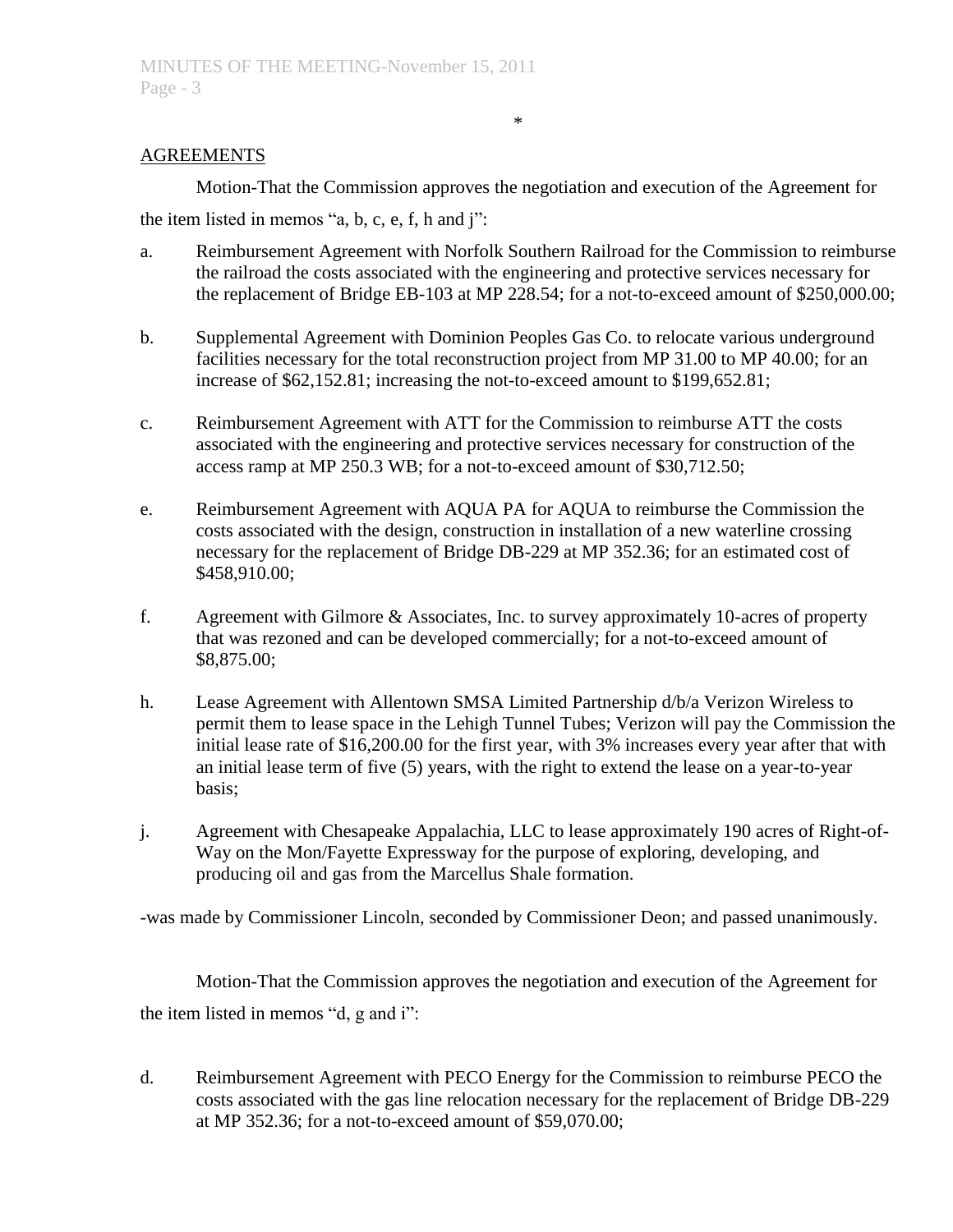\*

## AGREEMENTS

Motion-That the Commission approves the negotiation and execution of the Agreement for the item listed in memos "a, b, c, e, f, h and j":

a. Reimbursement Agreement with Norfolk Southern Railroad for the Commission to reimburse the railroad the costs associated with the engineering and protective services necessary for the replacement of Bridge EB-103 at MP 228.54; for a not-to-exceed amount of $250,000.00;

b. Supplemental Agreement with Dominion Peoples Gas Co. to relocate various underground facilities necessary for the total reconstruction project from MP 31.00 to MP 40.00; for an increase of $62,152.81; increasing the not-to-exceed amount to $199,652.81;

c. Reimbursement Agreement with ATT for the Commission to reimburse ATT the costs associated with the engineering and protective services necessary for construction of the access ramp at MP 250.3 WB; for a not-to-exceed amount of $30,712.50;

e. Reimbursement Agreement with AQUA PA for AQUA to reimburse the Commission the costs associated with the design, construction in installation of a new waterline crossing necessary for the replacement of Bridge DB-229 at MP 352.36; for an estimated cost of $458,910.00;

f. Agreement with Gilmore & Associates, Inc. to survey approximately 10-acres of property that was rezoned and can be developed commercially; for a not-to-exceed amount of $8,875.00;

h. Lease Agreement with Allentown SMSA Limited Partnership d/b/a Verizon Wireless to permit them to lease space in the Lehigh Tunnel Tubes; Verizon will pay the Commission the initial lease rate of $16,200.00 for the first year, with 3% increases every year after that with an initial lease term of five (5) years, with the right to extend the lease on a year-to-year basis;

j. Agreement with Chesapeake Appalachia, LLC to lease approximately 190 acres of Right-of-Way on the Mon/Fayette Expressway for the purpose of exploring, developing, and producing oil and gas from the Marcellus Shale formation.

-was made by Commissioner Lincoln, seconded by Commissioner Deon; and passed unanimously.

Motion-That the Commission approves the negotiation and execution of the Agreement for the item listed in memos "d, g and i":

d. Reimbursement Agreement with PECO Energy for the Commission to reimburse PECO the costs associated with the gas line relocation necessary for the replacement of Bridge DB-229 at MP 352.36; for a not-to-exceed amount of $59,070.00;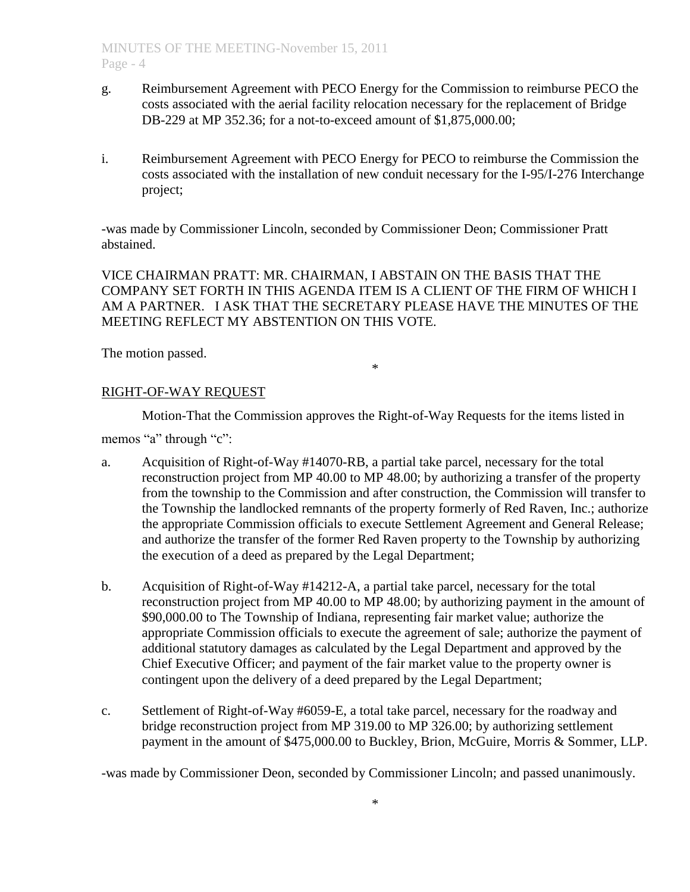g. Reimbursement Agreement with PECO Energy for the Commission to reimburse PECO the costs associated with the aerial facility relocation necessary for the replacement of Bridge DB-229 at MP 352.36; for a not-to-exceed amount of $1,875,000.00;

i. Reimbursement Agreement with PECO Energy for PECO to reimburse the Commission the costs associated with the installation of new conduit necessary for the I-95/I-276 Interchange project;

-was made by Commissioner Lincoln, seconded by Commissioner Deon; Commissioner Pratt abstained.

VICE CHAIRMAN PRATT: MR. CHAIRMAN, I ABSTAIN ON THE BASIS THAT THE COMPANY SET FORTH IN THIS AGENDA ITEM IS A CLIENT OF THE FIRM OF WHICH I AM A PARTNER. I ASK THAT THE SECRETARY PLEASE HAVE THE MINUTES OF THE MEETING REFLECT MY ABSTENTION ON THIS VOTE.

The motion passed.

*

RIGHT-OF-WAY REQUEST

Motion-That the Commission approves the Right-of-Way Requests for the items listed in memos "a" through "c":

a. Acquisition of Right-of-Way #14070-RB, a partial take parcel, necessary for the total reconstruction project from MP 40.00 to MP 48.00; by authorizing a transfer of the property from the township to the Commission and after construction, the Commission will transfer to the Township the landlocked remnants of the property formerly of Red Raven, Inc.; authorize the appropriate Commission officials to execute Settlement Agreement and General Release; and authorize the transfer of the former Red Raven property to the Township by authorizing the execution of a deed as prepared by the Legal Department;

b. Acquisition of Right-of-Way #14212-A, a partial take parcel, necessary for the total reconstruction project from MP 40.00 to MP 48.00; by authorizing payment in the amount of $90,000.00 to The Township of Indiana, representing fair market value; authorize the appropriate Commission officials to execute the agreement of sale; authorize the payment of additional statutory damages as calculated by the Legal Department and approved by the Chief Executive Officer; and payment of the fair market value to the property owner is contingent upon the delivery of a deed prepared by the Legal Department;

c. Settlement of Right-of-Way #6059-E, a total take parcel, necessary for the roadway and bridge reconstruction project from MP 319.00 to MP 326.00; by authorizing settlement payment in the amount of $475,000.00 to Buckley, Brion, McGuire, Morris & Sommer, LLP.

-was made by Commissioner Deon, seconded by Commissioner Lincoln; and passed unanimously.

*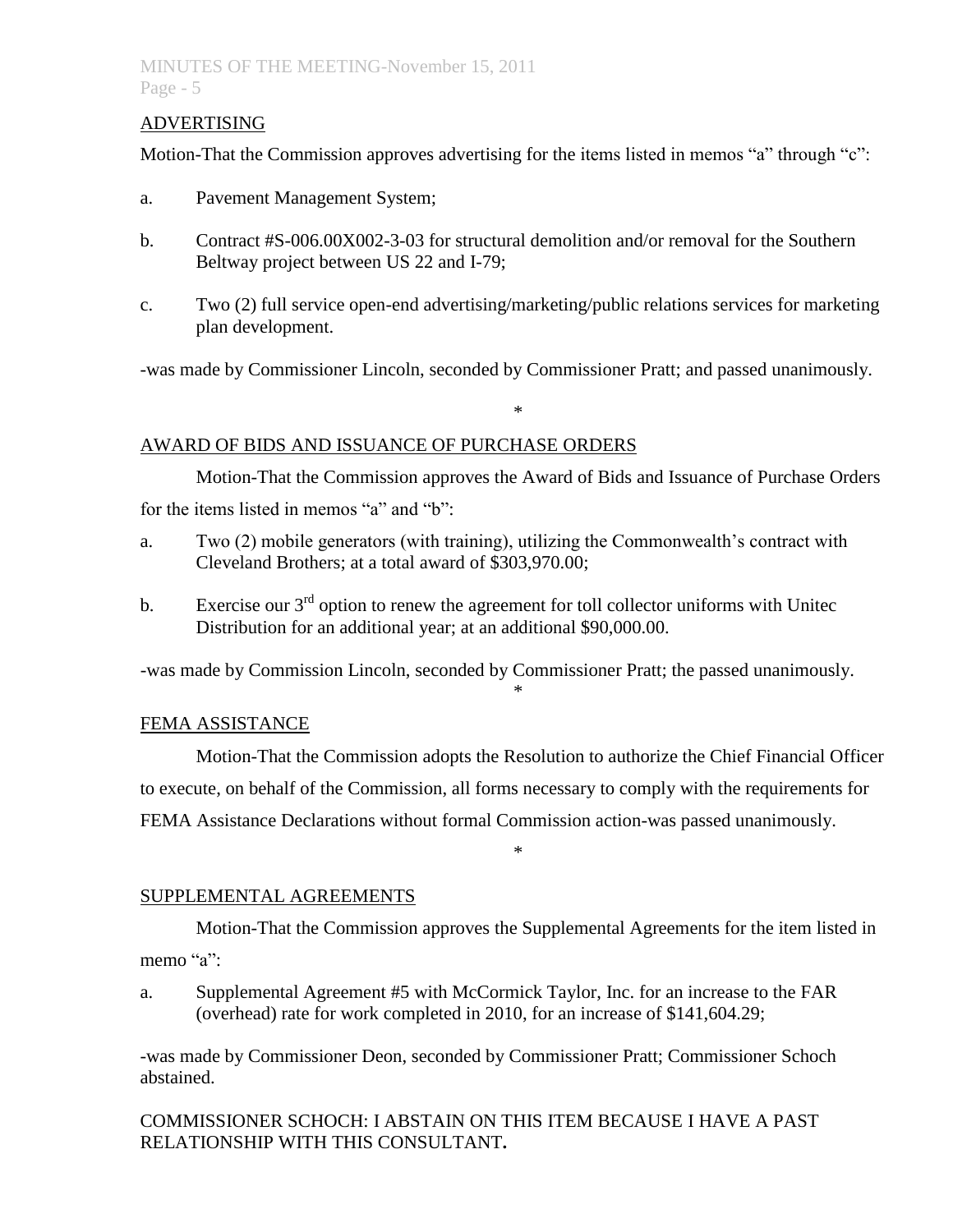## ADVERTISING

Motion-That the Commission approves advertising for the items listed in memos "a" through "c":

a. Pavement Management System;

b. Contract #S-006.00X002-3-03 for structural demolition and/or removal for the Southern Beltway project between US 22 and I-79;

c. Two (2) full service open-end advertising/marketing/public relations services for marketing plan development.

-was made by Commissioner Lincoln, seconded by Commissioner Pratt; and passed unanimously.

*

## AWARD OF BIDS AND ISSUANCE OF PURCHASE ORDERS

Motion-That the Commission approves the Award of Bids and Issuance of Purchase Orders for the items listed in memos "a" and "b":

a. Two (2) mobile generators (with training), utilizing the Commonwealth's contract with Cleveland Brothers; at a total award of $303,970.00;

b. Exercise our 3rd option to renew the agreement for toll collector uniforms with Unitec Distribution for an additional year; at an additional $90,000.00.

-was made by Commission Lincoln, seconded by Commissioner Pratt; the passed unanimously.

*

## FEMA ASSISTANCE

Motion-That the Commission adopts the Resolution to authorize the Chief Financial Officer to execute, on behalf of the Commission, all forms necessary to comply with the requirements for FEMA Assistance Declarations without formal Commission action-was passed unanimously.

*

## SUPPLEMENTAL AGREEMENTS

Motion-That the Commission approves the Supplemental Agreements for the item listed in memo "a":

a. Supplemental Agreement #5 with McCormick Taylor, Inc. for an increase to the FAR (overhead) rate for work completed in 2010, for an increase of $141,604.29;

-was made by Commissioner Deon, seconded by Commissioner Pratt; Commissioner Schoch abstained.

COMMISSIONER SCHOCH: I ABSTAIN ON THIS ITEM BECAUSE I HAVE A PAST RELATIONSHIP WITH THIS CONSULTANT**.**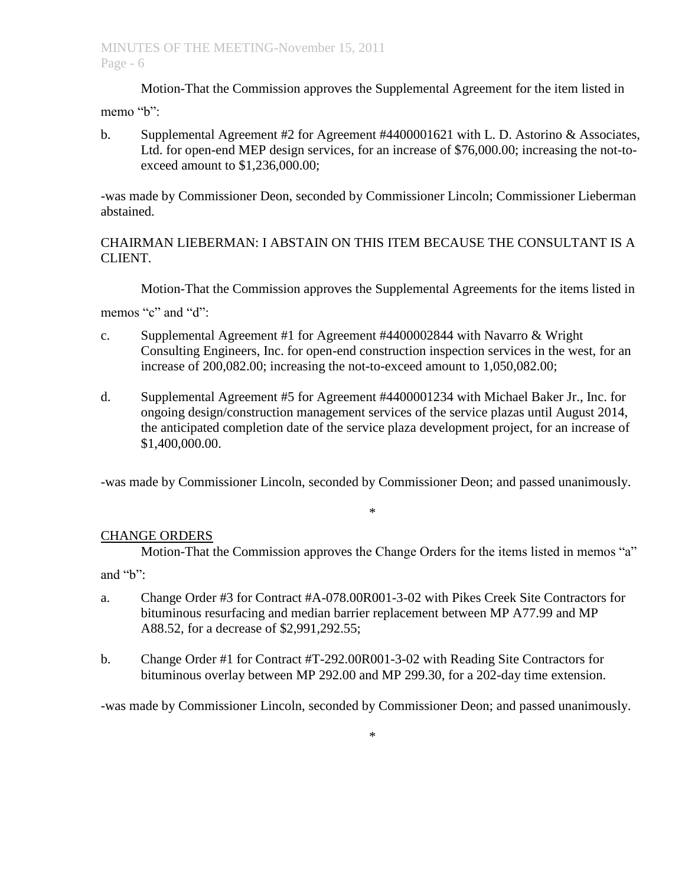Motion-That the Commission approves the Supplemental Agreement for the item listed in memo "b":

b. Supplemental Agreement #2 for Agreement #4400001621 with L. D. Astorino & Associates, Ltd. for open-end MEP design services, for an increase of $76,000.00; increasing the not-to-exceed amount to $1,236,000.00;

-was made by Commissioner Deon, seconded by Commissioner Lincoln; Commissioner Lieberman abstained.

CHAIRMAN LIEBERMAN: I ABSTAIN ON THIS ITEM BECAUSE THE CONSULTANT IS A CLIENT.

Motion-That the Commission approves the Supplemental Agreements for the items listed in memos "c" and "d":

c. Supplemental Agreement #1 for Agreement #4400002844 with Navarro & Wright Consulting Engineers, Inc. for open-end construction inspection services in the west, for an increase of 200,082.00; increasing the not-to-exceed amount to 1,050,082.00;

d. Supplemental Agreement #5 for Agreement #4400001234 with Michael Baker Jr., Inc. for ongoing design/construction management services of the service plazas until August 2014, the anticipated completion date of the service plaza development project, for an increase of $1,400,000.00.

-was made by Commissioner Lincoln, seconded by Commissioner Deon; and passed unanimously.

\*

CHANGE ORDERS

Motion-That the Commission approves the Change Orders for the items listed in memos "a" and "b":

a. Change Order #3 for Contract #A-078.00R001-3-02 with Pikes Creek Site Contractors for bituminous resurfacing and median barrier replacement between MP A77.99 and MP A88.52, for a decrease of $2,991,292.55;

b. Change Order #1 for Contract #T-292.00R001-3-02 with Reading Site Contractors for bituminous overlay between MP 292.00 and MP 299.30, for a 202-day time extension.

-was made by Commissioner Lincoln, seconded by Commissioner Deon; and passed unanimously.

\*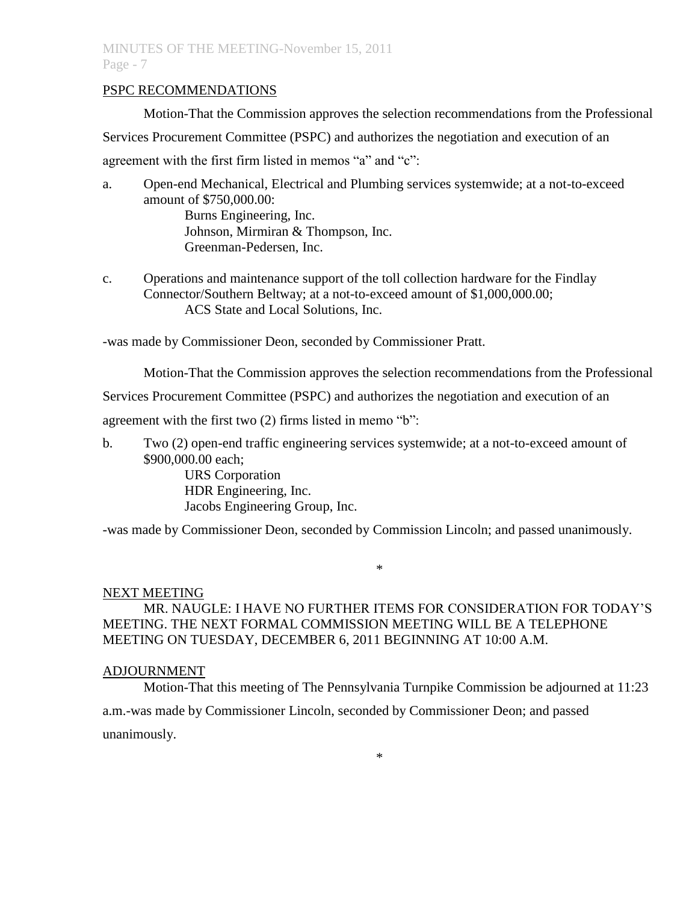## PSPC RECOMMENDATIONS

Motion-That the Commission approves the selection recommendations from the Professional Services Procurement Committee (PSPC) and authorizes the negotiation and execution of an agreement with the first firm listed in memos "a" and "c":

a. Open-end Mechanical, Electrical and Plumbing services systemwide; at a not-to-exceed amount of $750,000.00:
   Burns Engineering, Inc.
   Johnson, Mirmiran & Thompson, Inc.
   Greenman-Pedersen, Inc.

c. Operations and maintenance support of the toll collection hardware for the Findlay Connector/Southern Beltway; at a not-to-exceed amount of $1,000,000.00;
   ACS State and Local Solutions, Inc.

-was made by Commissioner Deon, seconded by Commissioner Pratt.

Motion-That the Commission approves the selection recommendations from the Professional Services Procurement Committee (PSPC) and authorizes the negotiation and execution of an agreement with the first two (2) firms listed in memo "b":

b. Two (2) open-end traffic engineering services systemwide; at a not-to-exceed amount of $900,000.00 each;
   URS Corporation
   HDR Engineering, Inc.
   Jacobs Engineering Group, Inc.

-was made by Commissioner Deon, seconded by Commission Lincoln; and passed unanimously.

*

## NEXT MEETING

MR. NAUGLE: I HAVE NO FURTHER ITEMS FOR CONSIDERATION FOR TODAY'S MEETING. THE NEXT FORMAL COMMISSION MEETING WILL BE A TELEPHONE MEETING ON TUESDAY, DECEMBER 6, 2011 BEGINNING AT 10:00 A.M.

## ADJOURNMENT

Motion-That this meeting of The Pennsylvania Turnpike Commission be adjourned at 11:23 a.m.-was made by Commissioner Lincoln, seconded by Commissioner Deon; and passed unanimously.

*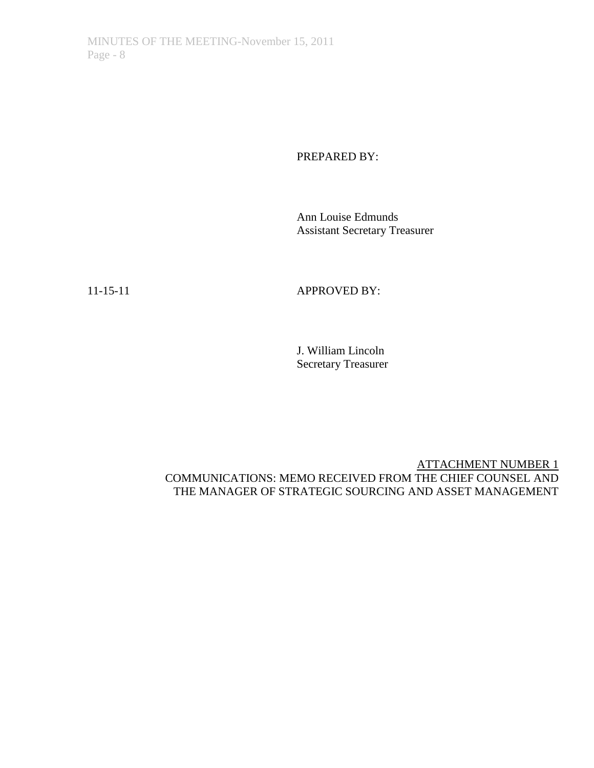PREPARED BY:

Ann Louise Edmunds
Assistant Secretary Treasurer

11-15-11

APPROVED BY:

J. William Lincoln
Secretary Treasurer

<u>ATTACHMENT NUMBER 1</u>
COMMUNICATIONS: MEMO RECEIVED FROM THE CHIEF COUNSEL AND THE MANAGER OF STRATEGIC SOURCING AND ASSET MANAGEMENT